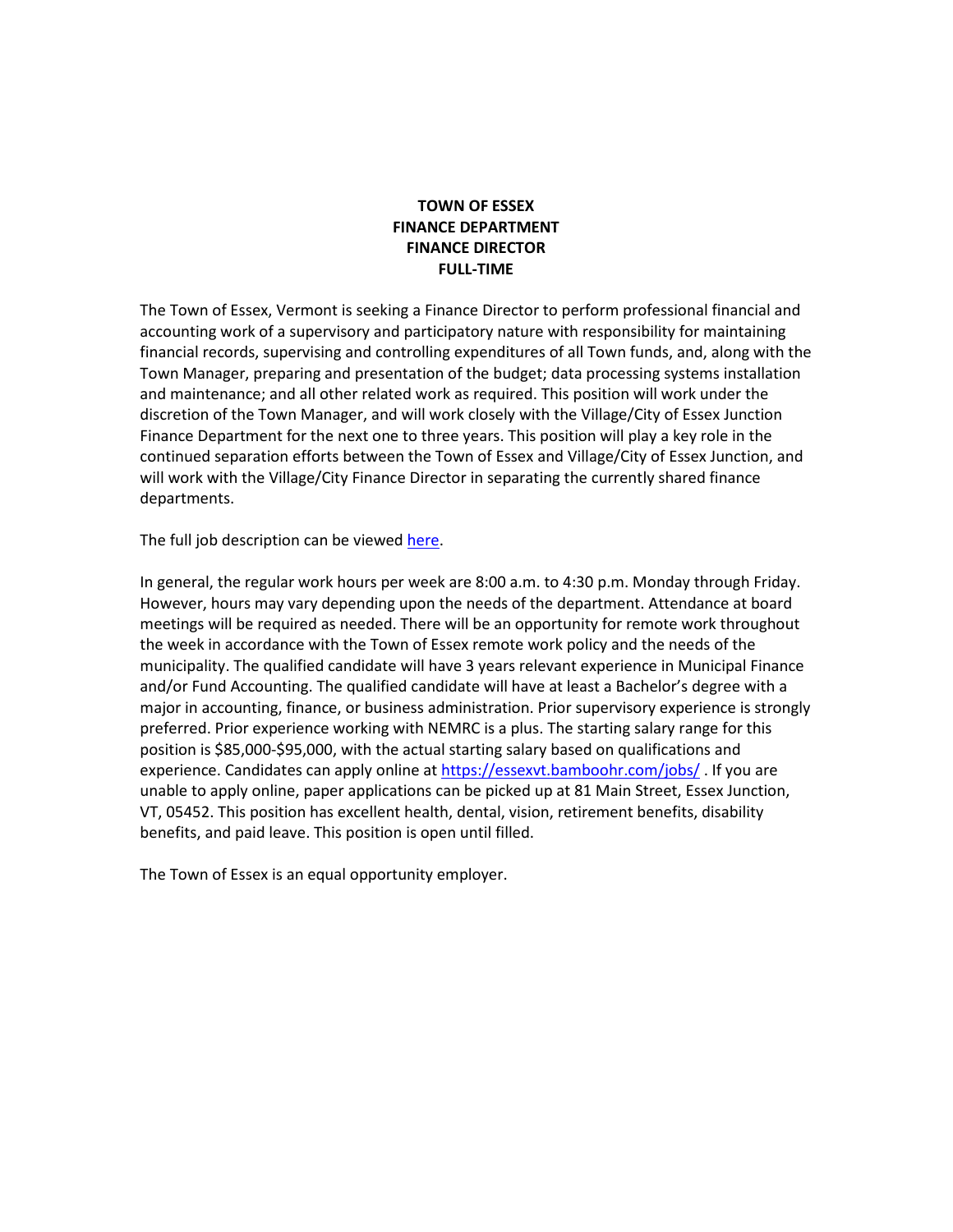**TOWN OF ESSEX**
**FINANCE DEPARTMENT**
**FINANCE DIRECTOR**
**FULL-TIME**

The Town of Essex, Vermont is seeking a Finance Director to perform professional financial and accounting work of a supervisory and participatory nature with responsibility for maintaining financial records, supervising and controlling expenditures of all Town funds, and, along with the Town Manager, preparing and presentation of the budget; data processing systems installation and maintenance; and all other related work as required. This position will work under the discretion of the Town Manager, and will work closely with the Village/City of Essex Junction Finance Department for the next one to three years. This position will play a key role in the continued separation efforts between the Town of Essex and Village/City of Essex Junction, and will work with the Village/City Finance Director in separating the currently shared finance departments.

The full job description can be viewed here.

In general, the regular work hours per week are 8:00 a.m. to 4:30 p.m. Monday through Friday. However, hours may vary depending upon the needs of the department. Attendance at board meetings will be required as needed. There will be an opportunity for remote work throughout the week in accordance with the Town of Essex remote work policy and the needs of the municipality. The qualified candidate will have 3 years relevant experience in Municipal Finance and/or Fund Accounting. The qualified candidate will have at least a Bachelor's degree with a major in accounting, finance, or business administration. Prior supervisory experience is strongly preferred. Prior experience working with NEMRC is a plus. The starting salary range for this position is $85,000-$95,000, with the actual starting salary based on qualifications and experience. Candidates can apply online at https://essexvt.bamboohr.com/jobs/ . If you are unable to apply online, paper applications can be picked up at 81 Main Street, Essex Junction, VT, 05452. This position has excellent health, dental, vision, retirement benefits, disability benefits, and paid leave. This position is open until filled.

The Town of Essex is an equal opportunity employer.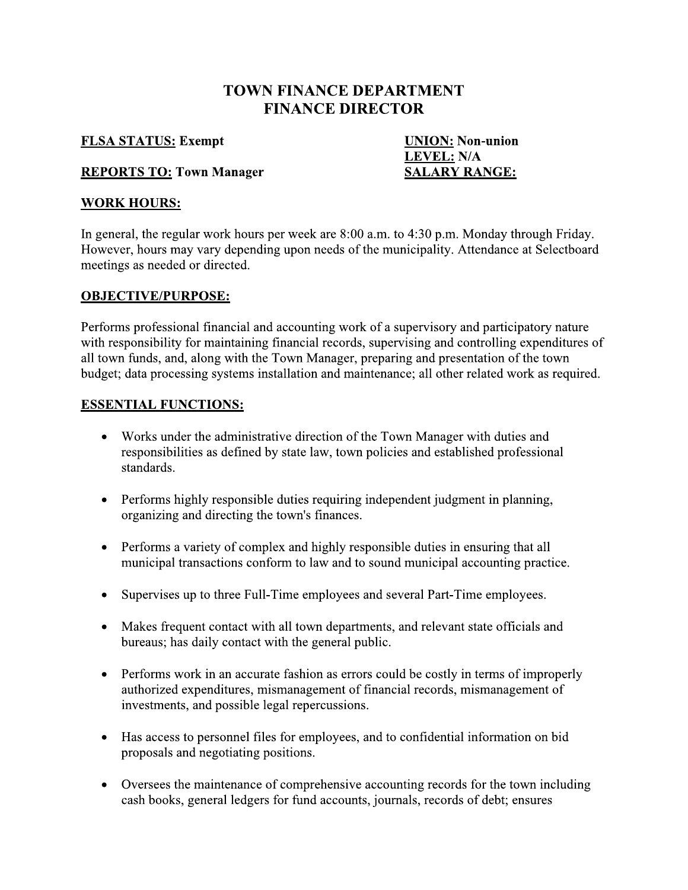# TOWN FINANCE DEPARTMENT
# FINANCE DIRECTOR

**FLSA STATUS: Exempt**

**UNION: Non-union**

**LEVEL: N/A**

**REPORTS TO: Town Manager**

**SALARY RANGE:**

**WORK HOURS:**

In general, the regular work hours per week are 8:00 a.m. to 4:30 p.m. Monday through Friday. However, hours may vary depending upon needs of the municipality. Attendance at Selectboard meetings as needed or directed.

**OBJECTIVE/PURPOSE:**

Performs professional financial and accounting work of a supervisory and participatory nature with responsibility for maintaining financial records, supervising and controlling expenditures of all town funds, and, along with the Town Manager, preparing and presentation of the town budget; data processing systems installation and maintenance; all other related work as required.

**ESSENTIAL FUNCTIONS:**

- Works under the administrative direction of the Town Manager with duties and responsibilities as defined by state law, town policies and established professional standards.
- Performs highly responsible duties requiring independent judgment in planning, organizing and directing the town's finances.
- Performs a variety of complex and highly responsible duties in ensuring that all municipal transactions conform to law and to sound municipal accounting practice.
- Supervises up to three Full-Time employees and several Part-Time employees.
- Makes frequent contact with all town departments, and relevant state officials and bureaus; has daily contact with the general public.
- Performs work in an accurate fashion as errors could be costly in terms of improperly authorized expenditures, mismanagement of financial records, mismanagement of investments, and possible legal repercussions.
- Has access to personnel files for employees, and to confidential information on bid proposals and negotiating positions.
- Oversees the maintenance of comprehensive accounting records for the town including cash books, general ledgers for fund accounts, journals, records of debt; ensures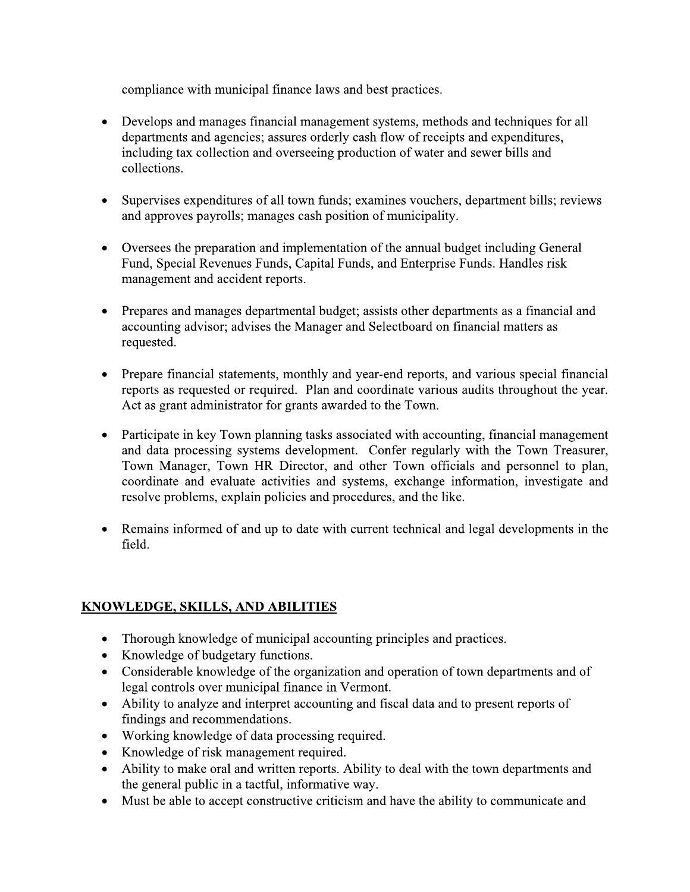compliance with municipal finance laws and best practices.

- Develops and manages financial management systems, methods and techniques for all departments and agencies; assures orderly cash flow of receipts and expenditures, including tax collection and overseeing production of water and sewer bills and collections.

- Supervises expenditures of all town funds; examines vouchers, department bills; reviews and approves payrolls; manages cash position of municipality.

- Oversees the preparation and implementation of the annual budget including General Fund, Special Revenues Funds, Capital Funds, and Enterprise Funds. Handles risk management and accident reports.

- Prepares and manages departmental budget; assists other departments as a financial and accounting advisor; advises the Manager and Selectboard on financial matters as requested.

- Prepare financial statements, monthly and year-end reports, and various special financial reports as requested or required. Plan and coordinate various audits throughout the year. Act as grant administrator for grants awarded to the Town.

- Participate in key Town planning tasks associated with accounting, financial management and data processing systems development. Confer regularly with the Town Treasurer, Town Manager, Town HR Director, and other Town officials and personnel to plan, coordinate and evaluate activities and systems, exchange information, investigate and resolve problems, explain policies and procedures, and the like.

- Remains informed of and up to date with current technical and legal developments in the field.

## KNOWLEDGE, SKILLS, AND ABILITIES

- Thorough knowledge of municipal accounting principles and practices.
- Knowledge of budgetary functions.
- Considerable knowledge of the organization and operation of town departments and of legal controls over municipal finance in Vermont.
- Ability to analyze and interpret accounting and fiscal data and to present reports of findings and recommendations.
- Working knowledge of data processing required.
- Knowledge of risk management required.
- Ability to make oral and written reports. Ability to deal with the town departments and the general public in a tactful, informative way.
- Must be able to accept constructive criticism and have the ability to communicate and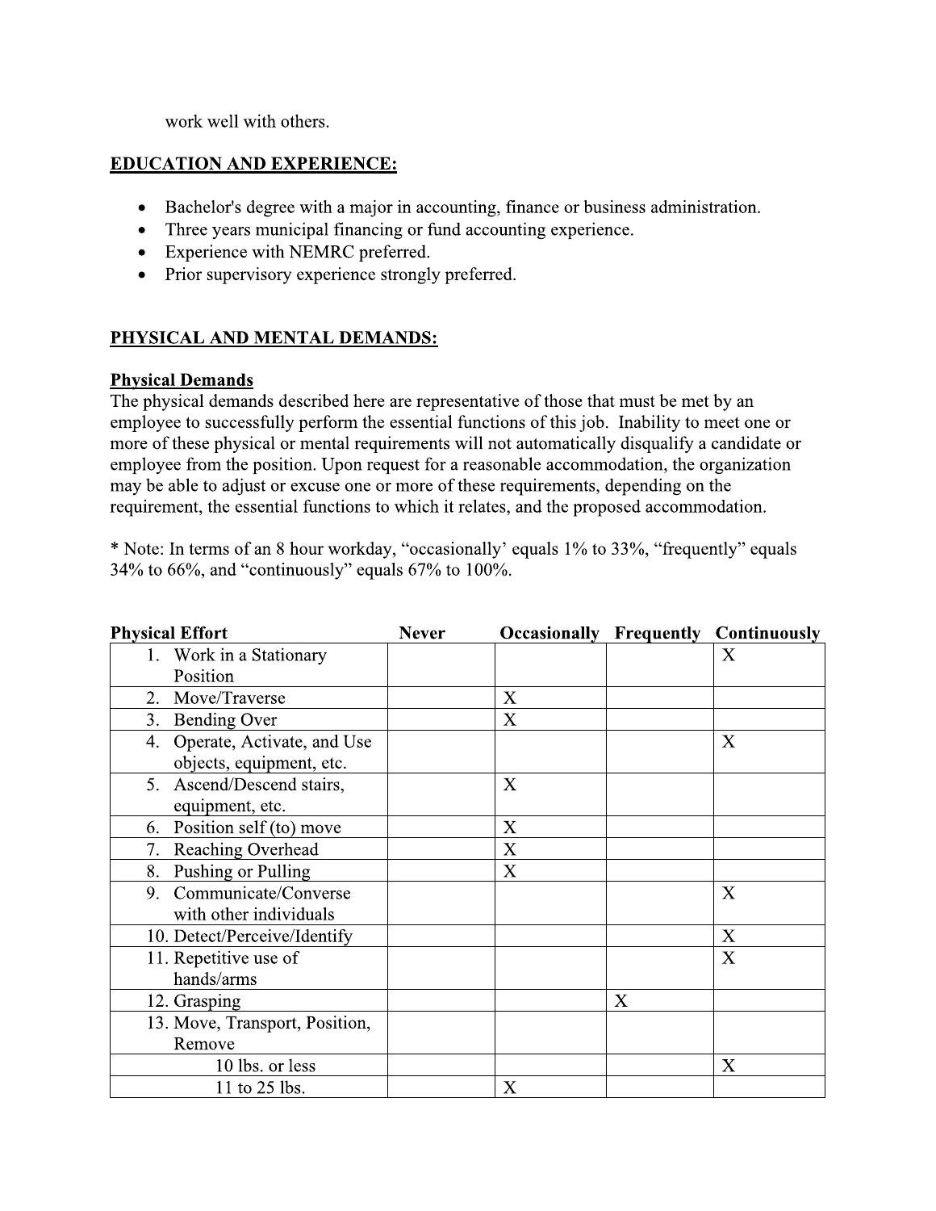work well with others.

## EDUCATION AND EXPERIENCE:

- Bachelor's degree with a major in accounting, finance or business administration.
- Three years municipal financing or fund accounting experience.
- Experience with NEMRC preferred.
- Prior supervisory experience strongly preferred.

## PHYSICAL AND MENTAL DEMANDS:

### Physical Demands

The physical demands described here are representative of those that must be met by an employee to successfully perform the essential functions of this job. Inability to meet one or more of these physical or mental requirements will not automatically disqualify a candidate or employee from the position. Upon request for a reasonable accommodation, the organization may be able to adjust or excuse one or more of these requirements, depending on the requirement, the essential functions to which it relates, and the proposed accommodation.

* Note: In terms of an 8 hour workday, "occasionally' equals 1% to 33%, "frequently" equals 34% to 66%, and "continuously" equals 67% to 100%.

| Physical Effort | Never | Occasionally | Frequently | Continuously |
|---|---|---|---|---|
| 1. Work in a Stationary Position | | | | X |
| 2. Move/Traverse | | X | | |
| 3. Bending Over | | X | | |
| 4. Operate, Activate, and Use objects, equipment, etc. | | | | X |
| 5. Ascend/Descend stairs, equipment, etc. | | X | | |
| 6. Position self (to) move | | X | | |
| 7. Reaching Overhead | | X | | |
| 8. Pushing or Pulling | | X | | |
| 9. Communicate/Converse with other individuals | | | | X |
| 10. Detect/Perceive/Identify | | | | X |
| 11. Repetitive use of hands/arms | | | | X |
| 12. Grasping | | | X | |
| 13. Move, Transport, Position, Remove | | | | |
| 10 lbs. or less | | | | X |
| 11 to 25 lbs. | | X | | |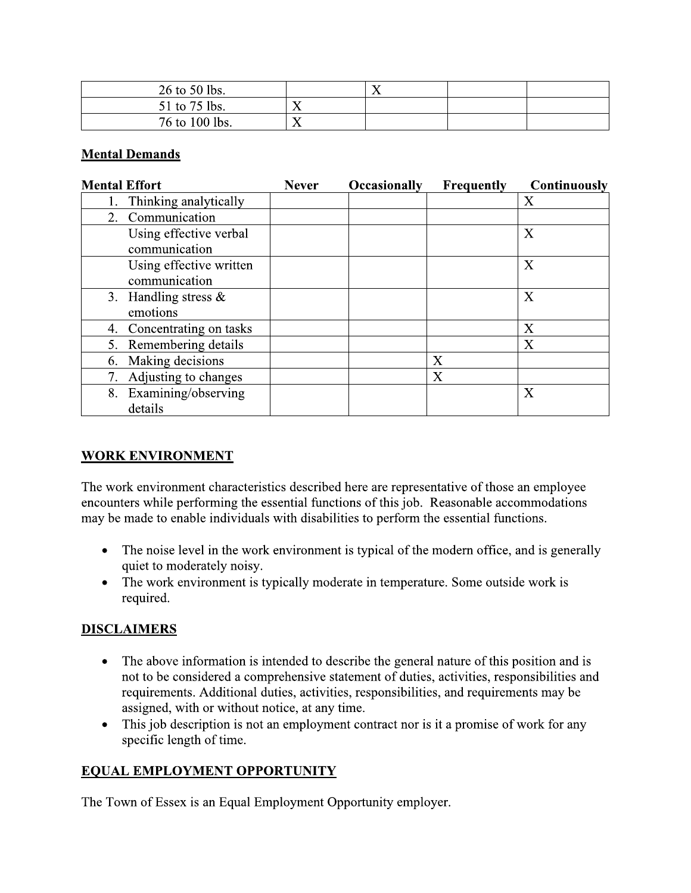| | | | | |
|---|---|---|---|---|
| 26 to 50 lbs. | | X | | |
| 51 to 75 lbs. | X | | | |
| 76 to 100 lbs. | X | | | |

**Mental Demands**

| Mental Effort | Never | Occasionally | Frequently | Continuously |
|---|---|---|---|---|
| 1. Thinking analytically | | | | X |
| 2. Communication | | | | |
| Using effective verbal communication | | | | X |
| Using effective written communication | | | | X |
| 3. Handling stress & emotions | | | | X |
| 4. Concentrating on tasks | | | | X |
| 5. Remembering details | | | | X |
| 6. Making decisions | | | X | |
| 7. Adjusting to changes | | | X | |
| 8. Examining/observing details | | | | X |

## WORK ENVIRONMENT

The work environment characteristics described here are representative of those an employee encounters while performing the essential functions of this job. Reasonable accommodations may be made to enable individuals with disabilities to perform the essential functions.

- The noise level in the work environment is typical of the modern office, and is generally quiet to moderately noisy.
- The work environment is typically moderate in temperature. Some outside work is required.

## DISCLAIMERS

- The above information is intended to describe the general nature of this position and is not to be considered a comprehensive statement of duties, activities, responsibilities and requirements. Additional duties, activities, responsibilities, and requirements may be assigned, with or without notice, at any time.
- This job description is not an employment contract nor is it a promise of work for any specific length of time.

## EQUAL EMPLOYMENT OPPORTUNITY

The Town of Essex is an Equal Employment Opportunity employer.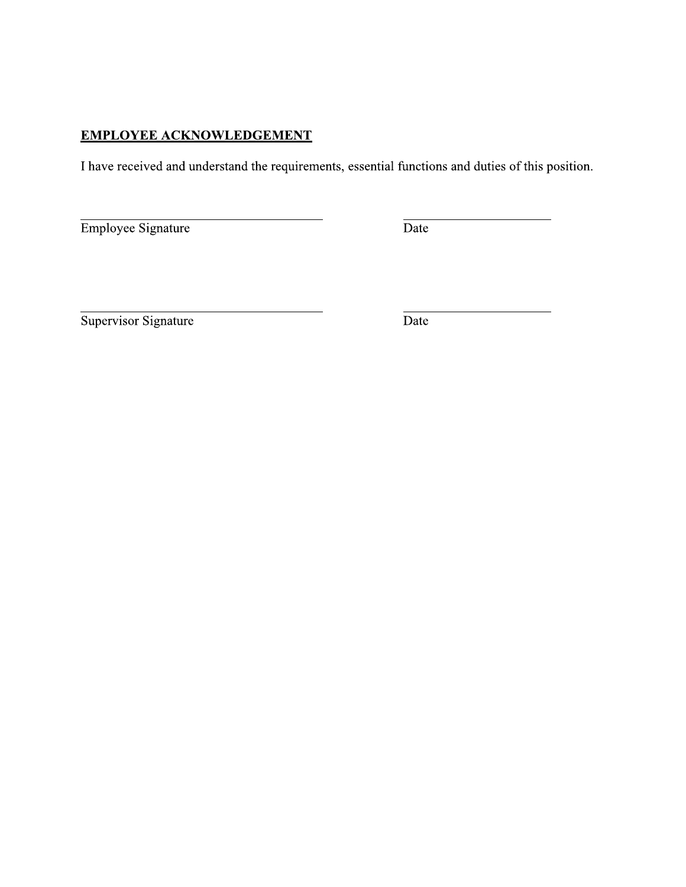**EMPLOYEE ACKNOWLEDGEMENT**

I have received and understand the requirements, essential functions and duties of this position.

\_\_\_\_\_\_\_\_\_\_\_\_\_\_\_\_\_\_\_\_\_\_\_\_\_\_\_\_\_\_\_\_\_\_\_\_\_\_\_\_\_\_\_\_ \_\_\_\_\_\_\_\_\_\_\_\_\_\_\_\_\_\_\_\_\_\_\_\_\_\_\_
Employee Signature Date

\_\_\_\_\_\_\_\_\_\_\_\_\_\_\_\_\_\_\_\_\_\_\_\_\_\_\_\_\_\_\_\_\_\_\_\_\_\_\_\_\_\_\_\_ \_\_\_\_\_\_\_\_\_\_\_\_\_\_\_\_\_\_\_\_\_\_\_\_\_\_\_
Supervisor Signature Date